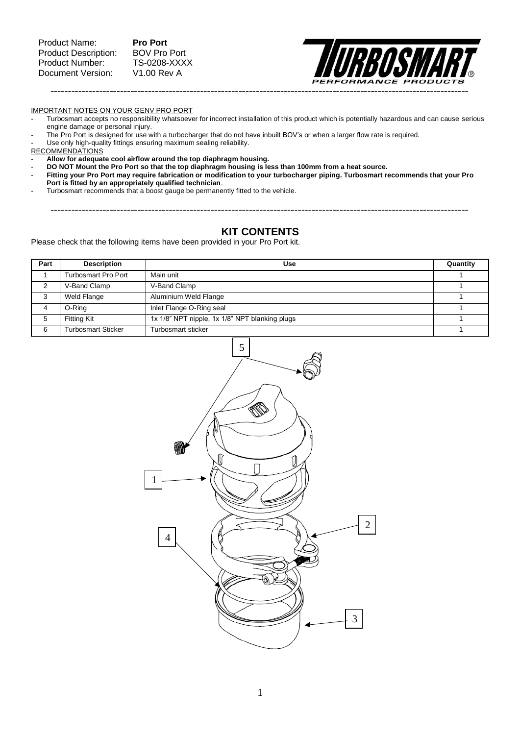Product Name: **Pro Port**
Product Description: BOV Pro Port
Product Number: TS-0208-XXXX
Document Version: V1.00 Rev A

IMPORTANT NOTES ON YOUR GENV PRO PORT

- Turbosmart accepts no responsibility whatsoever for incorrect installation of this product which is potentially hazardous and can cause serious engine damage or personal injury.
- The Pro Port is designed for use with a turbocharger that do not have inbuilt BOV's or when a larger flow rate is required.
- Use only high-quality fittings ensuring maximum sealing reliability.

RECOMMENDATIONS

- **Allow for adequate cool airflow around the top diaphragm housing.**
- **DO NOT Mount the Pro Port so that the top diaphragm housing is less than 100mm from a heat source.**
- **Fitting your Pro Port may require fabrication or modification to your turbocharger piping. Turbosmart recommends that your Pro Port is fitted by an appropriately qualified technician**.
- Turbosmart recommends that a boost gauge be permanently fitted to the vehicle.

## KIT CONTENTS

Please check that the following items have been provided in your Pro Port kit.

| Part | Description | Use | Quantity |
|---|---|---|---|
| 1 | Turbosmart Pro Port | Main unit | 1 |
| 2 | V-Band Clamp | V-Band Clamp | 1 |
| 3 | Weld Flange | Aluminium Weld Flange | 1 |
| 4 | O-Ring | Inlet Flange O-Ring seal | 1 |
| 5 | Fitting Kit | 1x 1/8" NPT nipple, 1x 1/8" NPT blanking plugs | 1 |
| 6 | Turbosmart Sticker | Turbosmart sticker | 1 |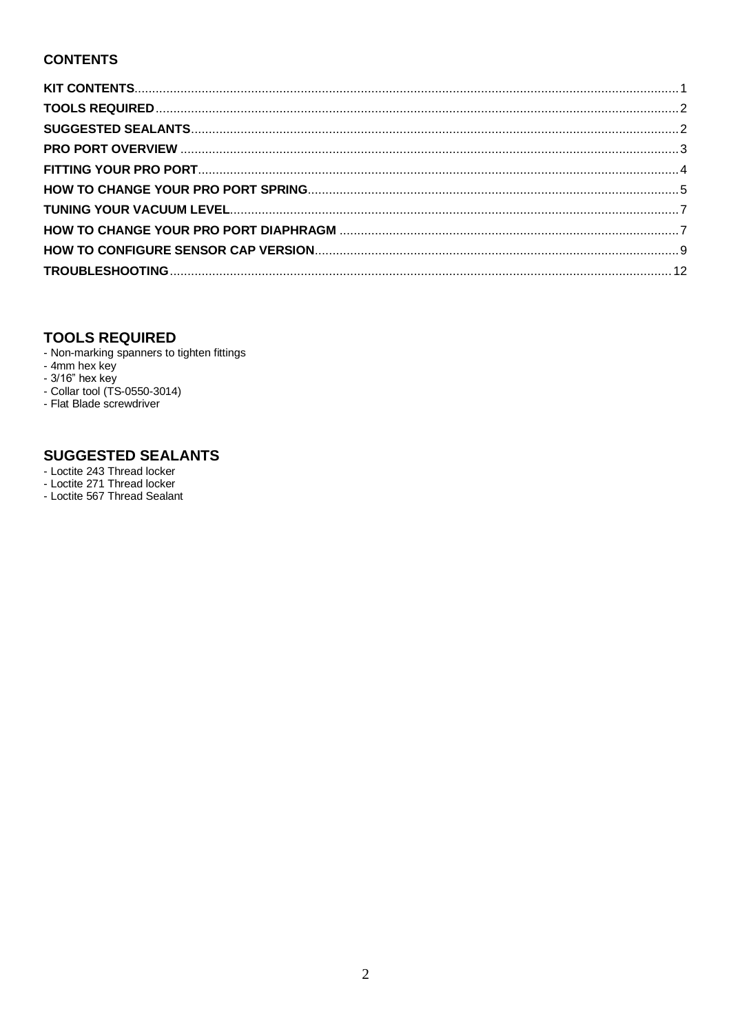## CONTENTS

**KIT CONTENTS** ........ 1
**TOOLS REQUIRED** ........ 2
**SUGGESTED SEALANTS** ........ 2
**PRO PORT OVERVIEW** ........ 3
**FITTING YOUR PRO PORT** ........ 4
**HOW TO CHANGE YOUR PRO PORT SPRING** ........ 5
**TUNING YOUR VACUUM LEVEL** ........ 7
**HOW TO CHANGE YOUR PRO PORT DIAPHRAGM** ........ 7
**HOW TO CONFIGURE SENSOR CAP VERSION** ........ 9
**TROUBLESHOOTING** ........ 12

## TOOLS REQUIRED

- Non-marking spanners to tighten fittings
- 4mm hex key
- 3/16" hex key
- Collar tool (TS-0550-3014)
- Flat Blade screwdriver

## SUGGESTED SEALANTS

- Loctite 243 Thread locker
- Loctite 271 Thread locker
- Loctite 567 Thread Sealant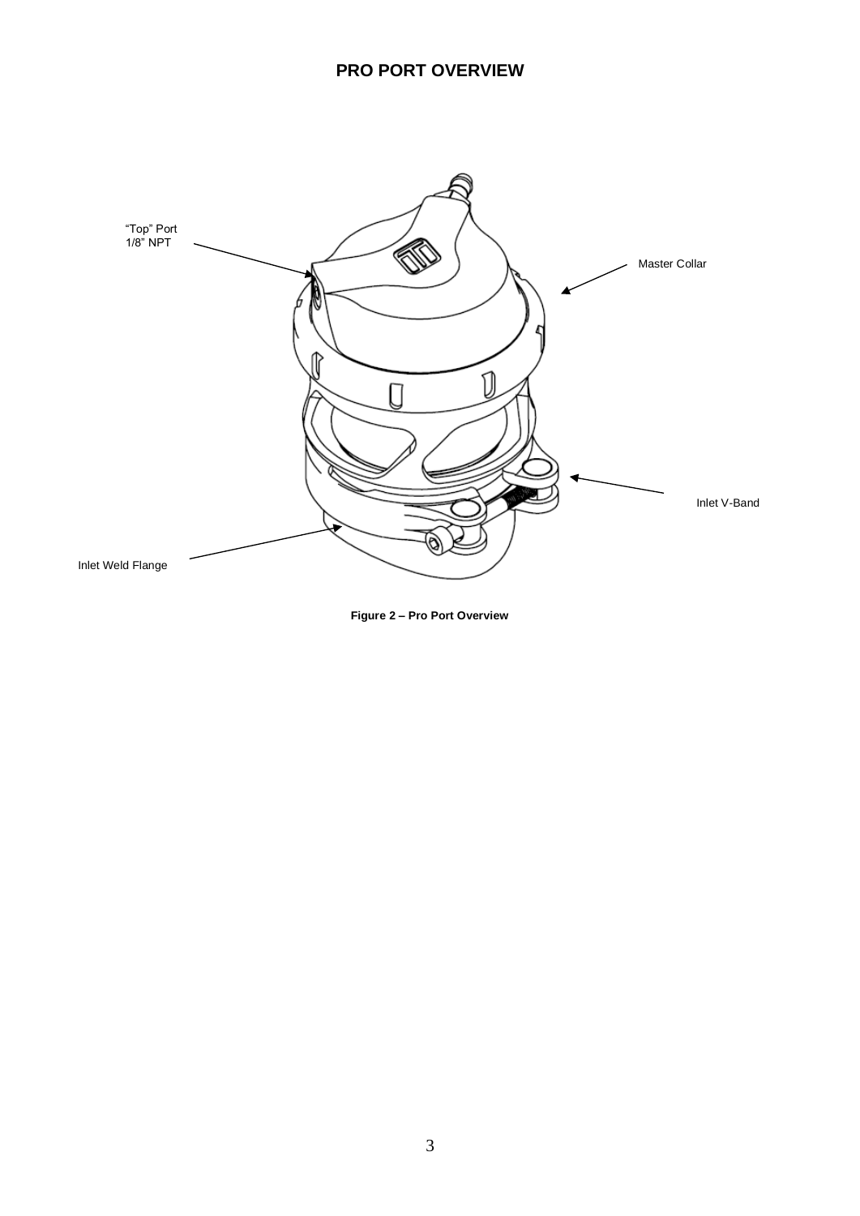## PRO PORT OVERVIEW

"Top" Port 1/8" NPT

Master Collar

Inlet V-Band

Inlet Weld Flange

**Figure 2 – Pro Port Overview**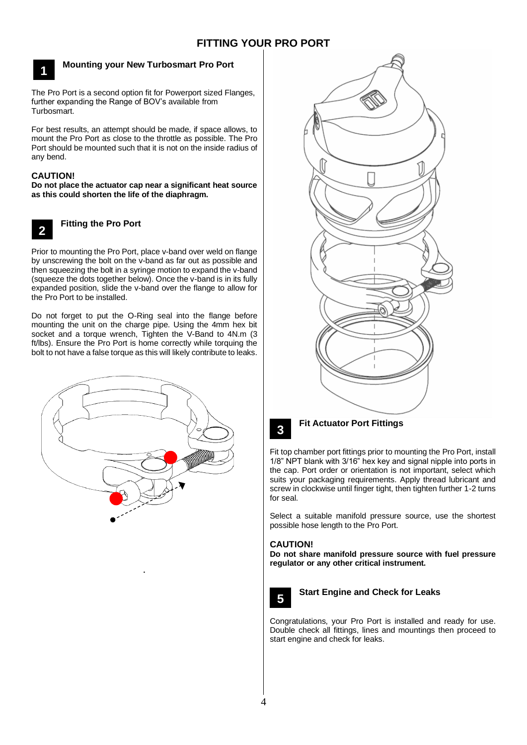# FITTING YOUR PRO PORT

## 1 Mounting your New Turbosmart Pro Port

The Pro Port is a second option fit for Powerport sized Flanges, further expanding the Range of BOV's available from Turbosmart.

For best results, an attempt should be made, if space allows, to mount the Pro Port as close to the throttle as possible. The Pro Port should be mounted such that it is not on the inside radius of any bend.

**CAUTION!**
**Do not place the actuator cap near a significant heat source as this could shorten the life of the diaphragm.**

## 2 Fitting the Pro Port

Prior to mounting the Pro Port, place v-band over weld on flange by unscrewing the bolt on the v-band as far out as possible and then squeezing the bolt in a syringe motion to expand the v-band (squeeze the dots together below). Once the v-band is in its fully expanded position, slide the v-band over the flange to allow for the Pro Port to be installed.

Do not forget to put the O-Ring seal into the flange before mounting the unit on the charge pipe. Using the 4mm hex bit socket and a torque wrench, Tighten the V-Band to 4N.m (3 ft/lbs). Ensure the Pro Port is home correctly while torquing the bolt to not have a false torque as this will likely contribute to leaks.

## 3 Fit Actuator Port Fittings

Fit top chamber port fittings prior to mounting the Pro Port, install 1/8" NPT blank with 3/16" hex key and signal nipple into ports in the cap. Port order or orientation is not important, select which suits your packaging requirements. Apply thread lubricant and screw in clockwise until finger tight, then tighten further 1-2 turns for seal.

Select a suitable manifold pressure source, use the shortest possible hose length to the Pro Port.

**CAUTION!**
**Do not share manifold pressure source with fuel pressure regulator or any other critical instrument.**

## 5 Start Engine and Check for Leaks

Congratulations, your Pro Port is installed and ready for use. Double check all fittings, lines and mountings then proceed to start engine and check for leaks.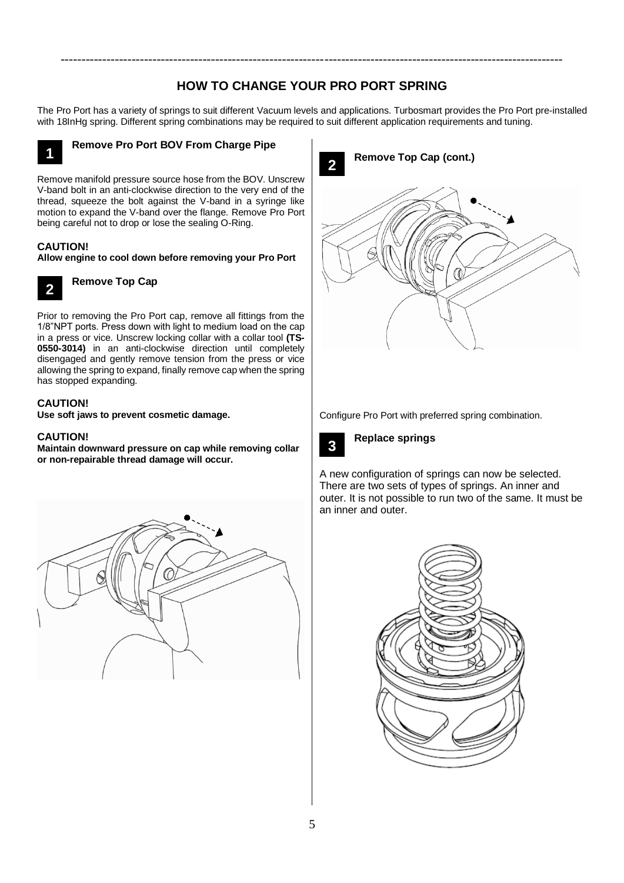# HOW TO CHANGE YOUR PRO PORT SPRING

The Pro Port has a variety of springs to suit different Vacuum levels and applications. Turbosmart provides the Pro Port pre-installed with 18InHg spring. Different spring combinations may be required to suit different application requirements and tuning.

## 1 Remove Pro Port BOV From Charge Pipe

Remove manifold pressure source hose from the BOV. Unscrew V-band bolt in an anti-clockwise direction to the very end of the thread, squeeze the bolt against the V-band in a syringe like motion to expand the V-band over the flange. Remove Pro Port being careful not to drop or lose the sealing O-Ring.

**CAUTION!**
**Allow engine to cool down before removing your Pro Port**

## 2 Remove Top Cap

Prior to removing the Pro Port cap, remove all fittings from the 1/8"NPT ports. Press down with light to medium load on the cap in a press or vice. Unscrew locking collar with a collar tool **(TS-0550-3014)** in an anti-clockwise direction until completely disengaged and gently remove tension from the press or vice allowing the spring to expand, finally remove cap when the spring has stopped expanding.

**CAUTION!**
**Use soft jaws to prevent cosmetic damage.**

**CAUTION!**
**Maintain downward pressure on cap while removing collar or non-repairable thread damage will occur.**

## 2 Remove Top Cap (cont.)

Configure Pro Port with preferred spring combination.

## 3 Replace springs

A new configuration of springs can now be selected. There are two sets of types of springs. An inner and outer. It is not possible to run two of the same. It must be an inner and outer.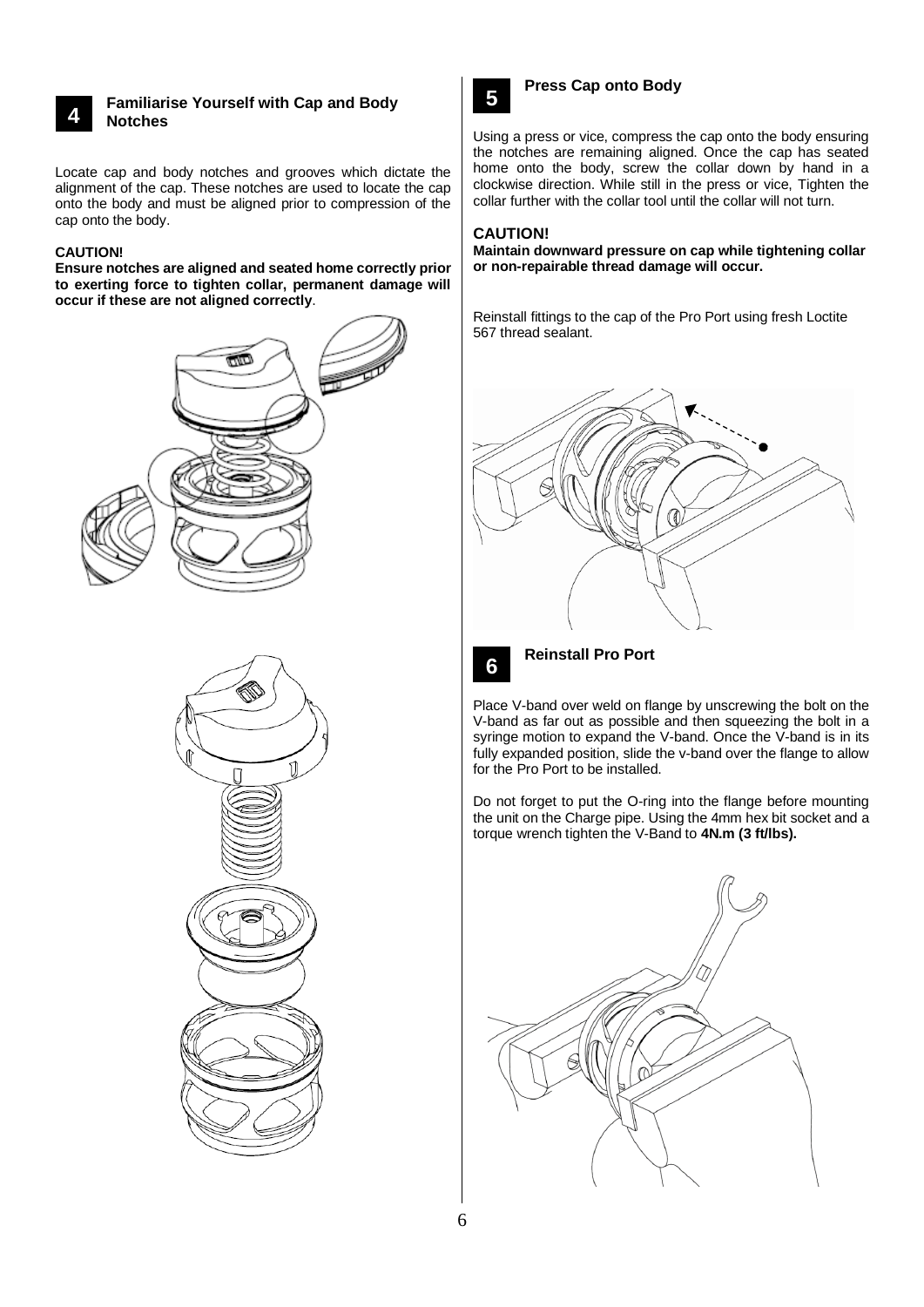## 4 Familiarise Yourself with Cap and Body Notches

Locate cap and body notches and grooves which dictate the alignment of the cap. These notches are used to locate the cap onto the body and must be aligned prior to compression of the cap onto the body.

**CAUTION!**

**Ensure notches are aligned and seated home correctly prior to exerting force to tighten collar, permanent damage will occur if these are not aligned correctly**.

## 5 Press Cap onto Body

Using a press or vice, compress the cap onto the body ensuring the notches are remaining aligned. Once the cap has seated home onto the body, screw the collar down by hand in a clockwise direction. While still in the press or vice, Tighten the collar further with the collar tool until the collar will not turn.

**CAUTION!**

**Maintain downward pressure on cap while tightening collar or non-repairable thread damage will occur.**

Reinstall fittings to the cap of the Pro Port using fresh Loctite 567 thread sealant.

## 6 Reinstall Pro Port

Place V-band over weld on flange by unscrewing the bolt on the V-band as far out as possible and then squeezing the bolt in a syringe motion to expand the V-band. Once the V-band is in its fully expanded position, slide the v-band over the flange to allow for the Pro Port to be installed.

Do not forget to put the O-ring into the flange before mounting the unit on the Charge pipe. Using the 4mm hex bit socket and a torque wrench tighten the V-Band to **4N.m (3 ft/lbs).**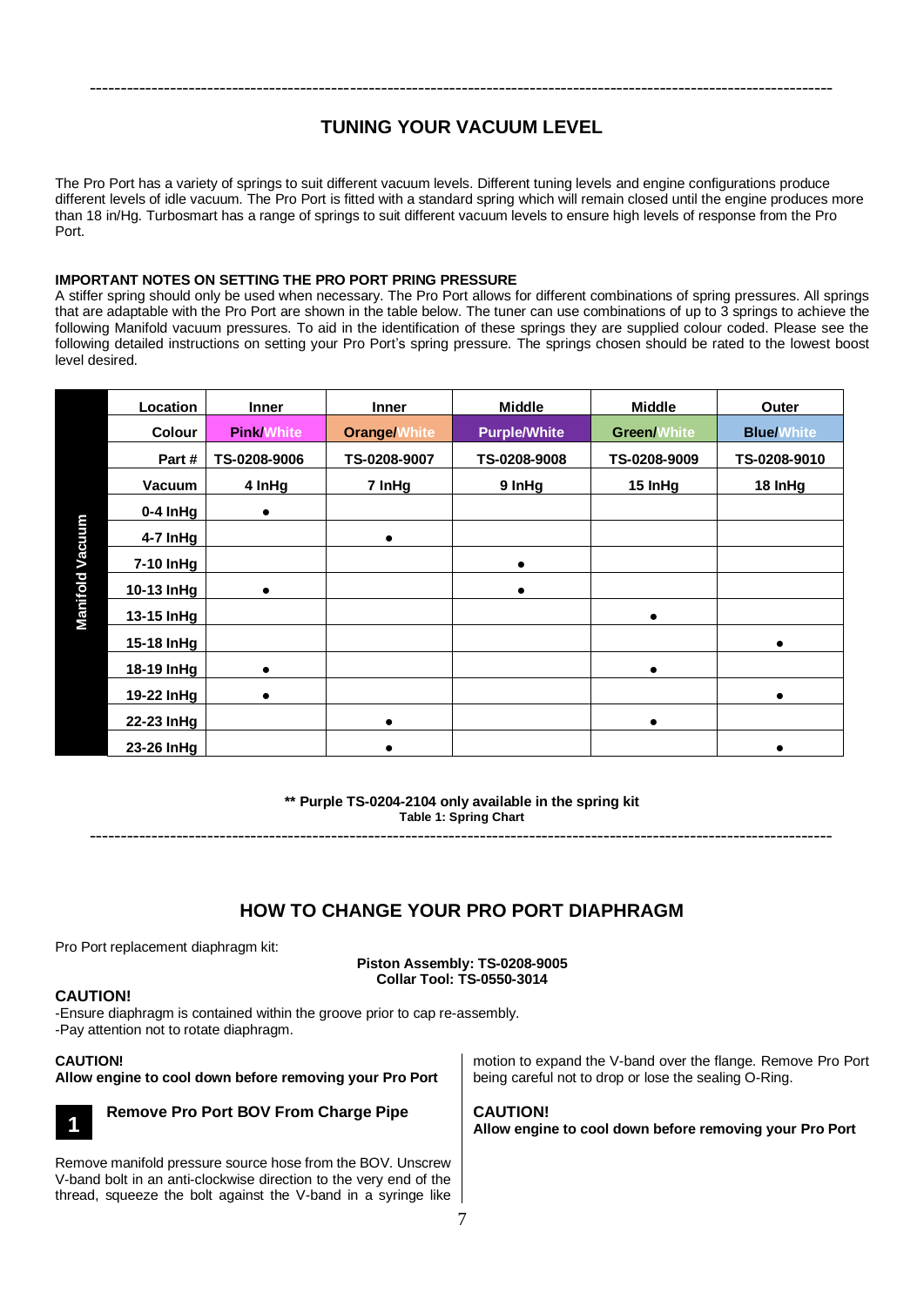## TUNING YOUR VACUUM LEVEL

The Pro Port has a variety of springs to suit different vacuum levels. Different tuning levels and engine configurations produce different levels of idle vacuum. The Pro Port is fitted with a standard spring which will remain closed until the engine produces more than 18 in/Hg. Turbosmart has a range of springs to suit different vacuum levels to ensure high levels of response from the Pro Port.

**IMPORTANT NOTES ON SETTING THE PRO PORT PRING PRESSURE**

A stiffer spring should only be used when necessary. The Pro Port allows for different combinations of spring pressures. All springs that are adaptable with the Pro Port are shown in the table below. The tuner can use combinations of up to 3 springs to achieve the following Manifold vacuum pressures. To aid in the identification of these springs they are supplied colour coded. Please see the following detailed instructions on setting your Pro Port's spring pressure. The springs chosen should be rated to the lowest boost level desired.

| | Location | Inner | Inner | Middle | Middle | Outer |
|---|---|---|---|---|---|---|
| | Colour | Pink/White | Orange/White | Purple/White | Green/White | Blue/White |
| | Part # | TS-0208-9006 | TS-0208-9007 | TS-0208-9008 | TS-0208-9009 | TS-0208-9010 |
| | Vacuum | 4 InHg | 7 InHg | 9 InHg | 15 InHg | 18 InHg |
| Manifold Vacuum | 0-4 InHg | ● | | | | |
| | 4-7 InHg | | ● | | | |
| | 7-10 InHg | | | ● | | |
| | 10-13 InHg | ● | | ● | | |
| | 13-15 InHg | | | | ● | |
| | 15-18 InHg | | | | | ● |
| | 18-19 InHg | ● | | | ● | |
| | 19-22 InHg | ● | | | | ● |
| | 22-23 InHg | | ● | | ● | |
| | 23-26 InHg | | ● | | | ● |

**\*\* Purple TS-0204-2104 only available in the spring kit**

**Table 1: Spring Chart**

## HOW TO CHANGE YOUR PRO PORT DIAPHRAGM

Pro Port replacement diaphragm kit:

**Piston Assembly: TS-0208-9005**
**Collar Tool: TS-0550-3014**

**CAUTION!**

-Ensure diaphragm is contained within the groove prior to cap re-assembly.
-Pay attention not to rotate diaphragm.

**CAUTION!**
**Allow engine to cool down before removing your Pro Port**

### 1 Remove Pro Port BOV From Charge Pipe

Remove manifold pressure source hose from the BOV. Unscrew V-band bolt in an anti-clockwise direction to the very end of the thread, squeeze the bolt against the V-band in a syringe like motion to expand the V-band over the flange. Remove Pro Port being careful not to drop or lose the sealing O-Ring.

**CAUTION!**
**Allow engine to cool down before removing your Pro Port**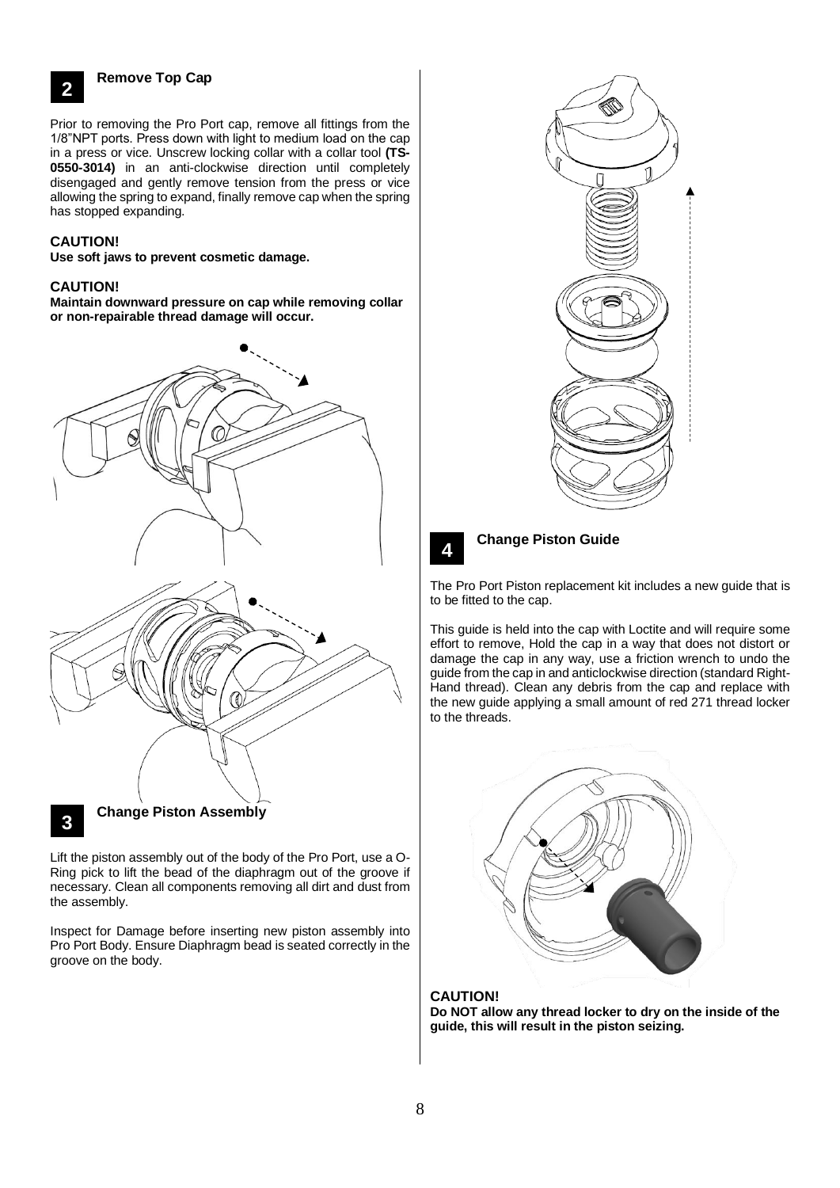## 2 Remove Top Cap

Prior to removing the Pro Port cap, remove all fittings from the 1/8”NPT ports. Press down with light to medium load on the cap in a press or vice. Unscrew locking collar with a collar tool **(TS-0550-3014)** in an anti-clockwise direction until completely disengaged and gently remove tension from the press or vice allowing the spring to expand, finally remove cap when the spring has stopped expanding.

**CAUTION!**
**Use soft jaws to prevent cosmetic damage.**

**CAUTION!**
**Maintain downward pressure on cap while removing collar or non-repairable thread damage will occur.**

## 3 Change Piston Assembly

Lift the piston assembly out of the body of the Pro Port, use a O-Ring pick to lift the bead of the diaphragm out of the groove if necessary. Clean all components removing all dirt and dust from the assembly.

Inspect for Damage before inserting new piston assembly into Pro Port Body. Ensure Diaphragm bead is seated correctly in the groove on the body.

## 4 Change Piston Guide

The Pro Port Piston replacement kit includes a new guide that is to be fitted to the cap.

This guide is held into the cap with Loctite and will require some effort to remove, Hold the cap in a way that does not distort or damage the cap in any way, use a friction wrench to undo the guide from the cap in and anticlockwise direction (standard Right-Hand thread). Clean any debris from the cap and replace with the new guide applying a small amount of red 271 thread locker to the threads.

**CAUTION!**
**Do NOT allow any thread locker to dry on the inside of the guide, this will result in the piston seizing.**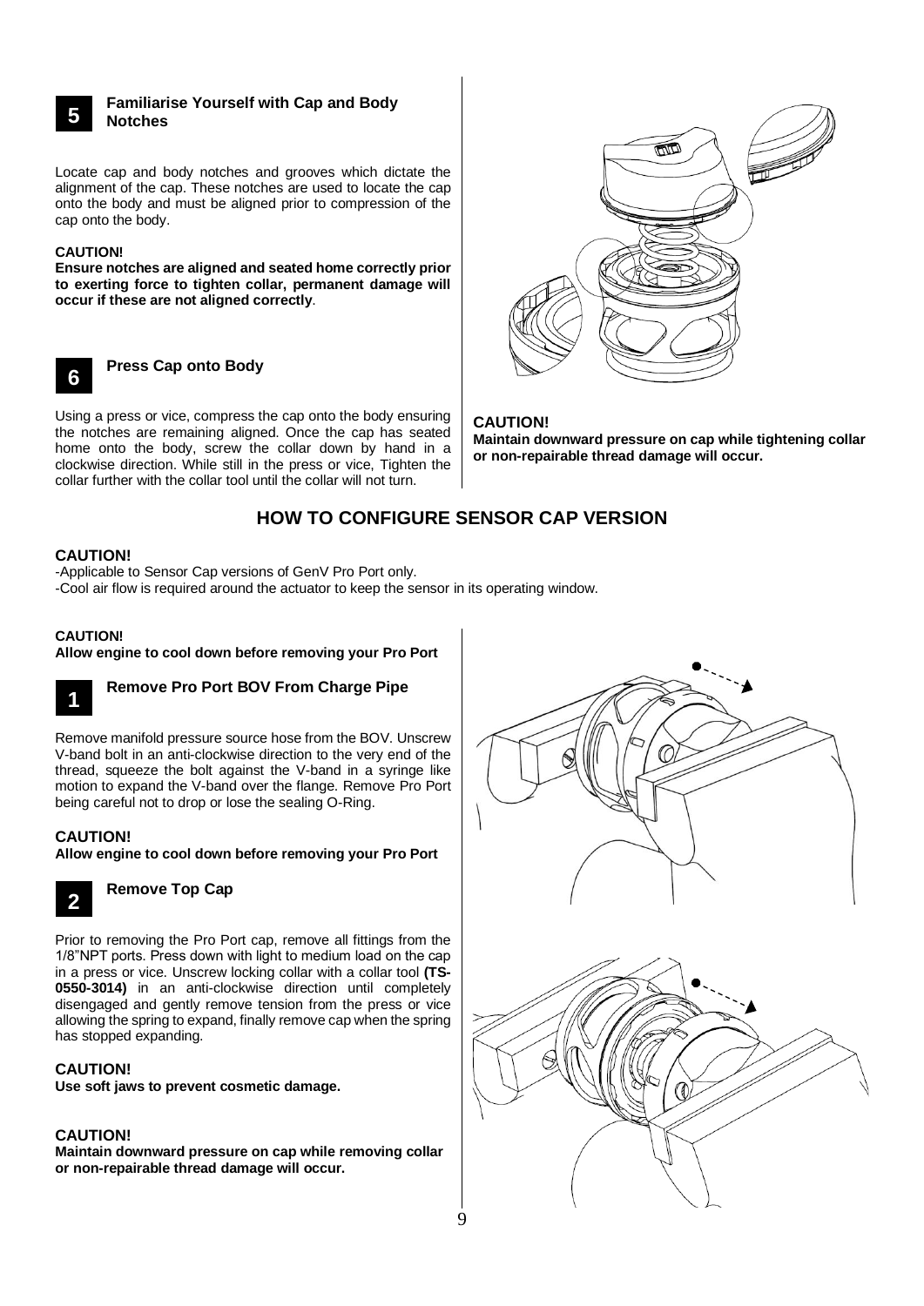## 5 Familiarise Yourself with Cap and Body Notches

Locate cap and body notches and grooves which dictate the alignment of the cap. These notches are used to locate the cap onto the body and must be aligned prior to compression of the cap onto the body.

**CAUTION!**
**Ensure notches are aligned and seated home correctly prior to exerting force to tighten collar, permanent damage will occur if these are not aligned correctly**.

## 6 Press Cap onto Body

Using a press or vice, compress the cap onto the body ensuring the notches are remaining aligned. Once the cap has seated home onto the body, screw the collar down by hand in a clockwise direction. While still in the press or vice, Tighten the collar further with the collar tool until the collar will not turn.

**CAUTION!**
**Maintain downward pressure on cap while tightening collar or non-repairable thread damage will occur.**

# HOW TO CONFIGURE SENSOR CAP VERSION

**CAUTION!**
-Applicable to Sensor Cap versions of GenV Pro Port only.
-Cool air flow is required around the actuator to keep the sensor in its operating window.

**CAUTION!**
**Allow engine to cool down before removing your Pro Port**

## 1 Remove Pro Port BOV From Charge Pipe

Remove manifold pressure source hose from the BOV. Unscrew V-band bolt in an anti-clockwise direction to the very end of the thread, squeeze the bolt against the V-band in a syringe like motion to expand the V-band over the flange. Remove Pro Port being careful not to drop or lose the sealing O-Ring.

**CAUTION!**
**Allow engine to cool down before removing your Pro Port**

## 2 Remove Top Cap

Prior to removing the Pro Port cap, remove all fittings from the 1/8"NPT ports. Press down with light to medium load on the cap in a press or vice. Unscrew locking collar with a collar tool **(TS-0550-3014)** in an anti-clockwise direction until completely disengaged and gently remove tension from the press or vice allowing the spring to expand, finally remove cap when the spring has stopped expanding.

**CAUTION!**
**Use soft jaws to prevent cosmetic damage.**

**CAUTION!**
**Maintain downward pressure on cap while removing collar or non-repairable thread damage will occur.**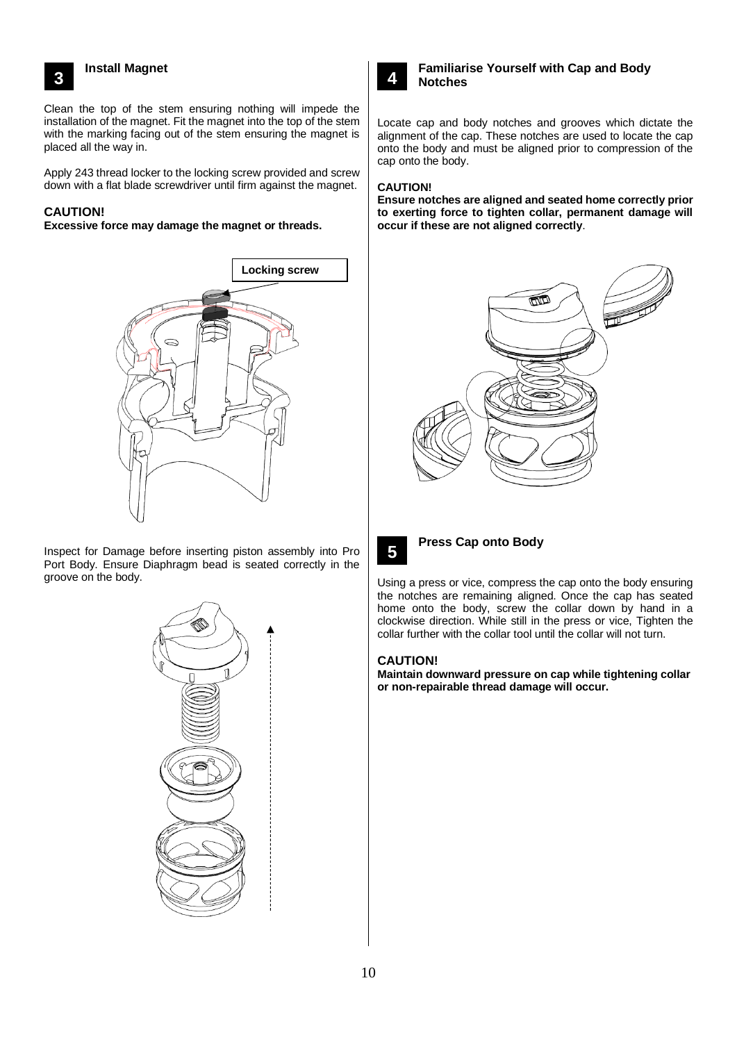## 3 Install Magnet

Clean the top of the stem ensuring nothing will impede the installation of the magnet. Fit the magnet into the top of the stem with the marking facing out of the stem ensuring the magnet is placed all the way in.

Apply 243 thread locker to the locking screw provided and screw down with a flat blade screwdriver until firm against the magnet.

**CAUTION!**
**Excessive force may damage the magnet or threads.**

Locking screw

Inspect for Damage before inserting piston assembly into Pro Port Body. Ensure Diaphragm bead is seated correctly in the groove on the body.

## 4 Familiarise Yourself with Cap and Body Notches

Locate cap and body notches and grooves which dictate the alignment of the cap. These notches are used to locate the cap onto the body and must be aligned prior to compression of the cap onto the body.

**CAUTION!**
**Ensure notches are aligned and seated home correctly prior to exerting force to tighten collar, permanent damage will occur if these are not aligned correctly**.

## 5 Press Cap onto Body

Using a press or vice, compress the cap onto the body ensuring the notches are remaining aligned. Once the cap has seated home onto the body, screw the collar down by hand in a clockwise direction. While still in the press or vice, Tighten the collar further with the collar tool until the collar will not turn.

**CAUTION!**
**Maintain downward pressure on cap while tightening collar or non-repairable thread damage will occur.**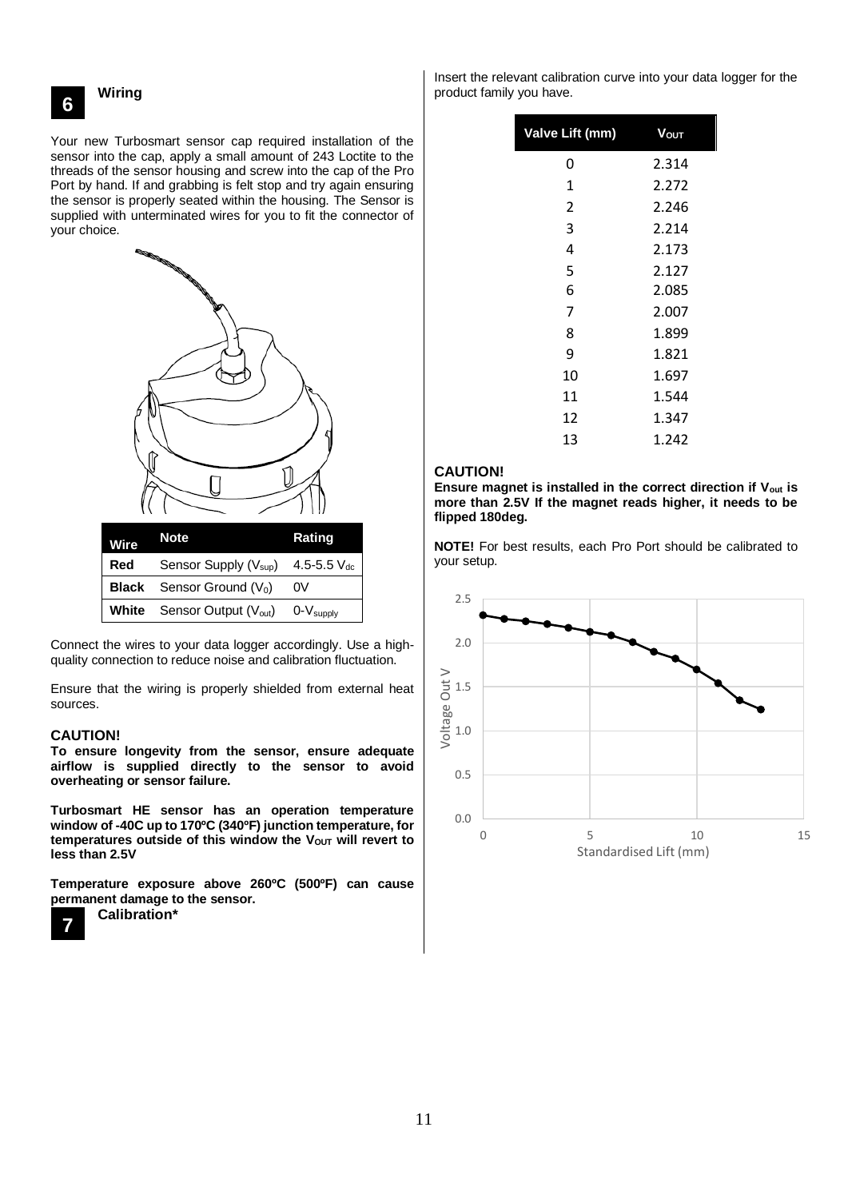## 6 Wiring

Your new Turbosmart sensor cap required installation of the sensor into the cap, apply a small amount of 243 Loctite to the threads of the sensor housing and screw into the cap of the Pro Port by hand. If and grabbing is felt stop and try again ensuring the sensor is properly seated within the housing. The Sensor is supplied with unterminated wires for you to fit the connector of your choice.

| Wire | Note | Rating |
|---|---|---|
| Red | Sensor Supply ($V_{sup}$) | 4.5-5.5 $V_{dc}$ |
| Black | Sensor Ground ($V_0$) | 0V |
| White | Sensor Output ($V_{out}$) | 0-$V_{supply}$ |

Connect the wires to your data logger accordingly. Use a high-quality connection to reduce noise and calibration fluctuation.

Ensure that the wiring is properly shielded from external heat sources.

**CAUTION!**

**To ensure longevity from the sensor, ensure adequate airflow is supplied directly to the sensor to avoid overheating or sensor failure.**

**Turbosmart HE sensor has an operation temperature window of -40C up to 170ºC (340ºF) junction temperature, for temperatures outside of this window the $V_{OUT}$ will revert to less than 2.5V**

**Temperature exposure above 260ºC (500ºF) can cause permanent damage to the sensor.**

## 7 Calibration*

Insert the relevant calibration curve into your data logger for the product family you have.

| Valve Lift (mm) | $V_{OUT}$ |
|---|---|
| 0 | 2.314 |
| 1 | 2.272 |
| 2 | 2.246 |
| 3 | 2.214 |
| 4 | 2.173 |
| 5 | 2.127 |
| 6 | 2.085 |
| 7 | 2.007 |
| 8 | 1.899 |
| 9 | 1.821 |
| 10 | 1.697 |
| 11 | 1.544 |
| 12 | 1.347 |
| 13 | 1.242 |

**CAUTION!**

**Ensure magnet is installed in the correct direction if $V_{out}$ is more than 2.5V If the magnet reads higher, it needs to be flipped 180deg.**

**NOTE!** For best results, each Pro Port should be calibrated to your setup.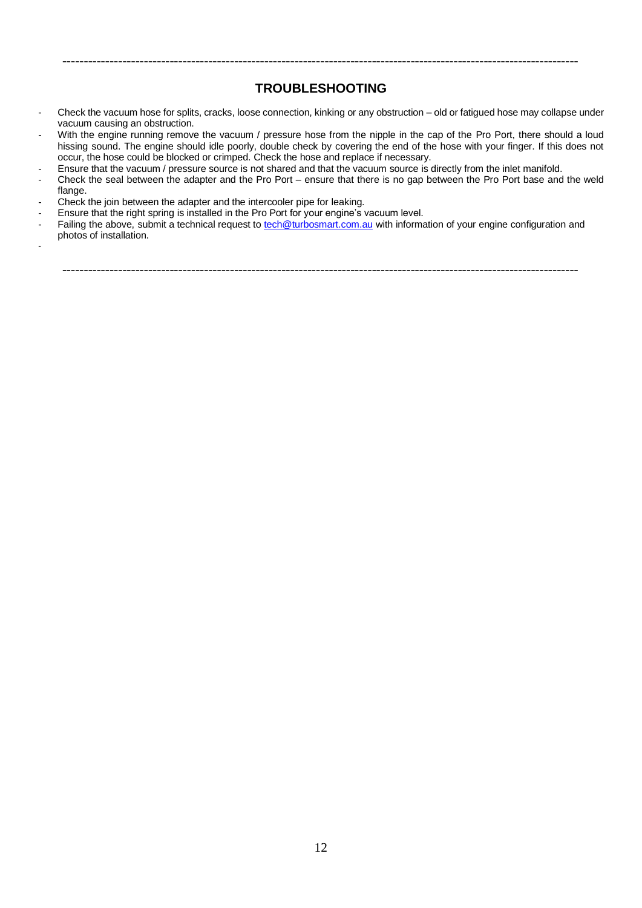## TROUBLESHOOTING

- Check the vacuum hose for splits, cracks, loose connection, kinking or any obstruction – old or fatigued hose may collapse under vacuum causing an obstruction.
- With the engine running remove the vacuum / pressure hose from the nipple in the cap of the Pro Port, there should a loud hissing sound. The engine should idle poorly, double check by covering the end of the hose with your finger. If this does not occur, the hose could be blocked or crimped. Check the hose and replace if necessary.
- Ensure that the vacuum / pressure source is not shared and that the vacuum source is directly from the inlet manifold.
- Check the seal between the adapter and the Pro Port – ensure that there is no gap between the Pro Port base and the weld flange.
- Check the join between the adapter and the intercooler pipe for leaking.
- Ensure that the right spring is installed in the Pro Port for your engine's vacuum level.
- Failing the above, submit a technical request to tech@turbosmart.com.au with information of your engine configuration and photos of installation.